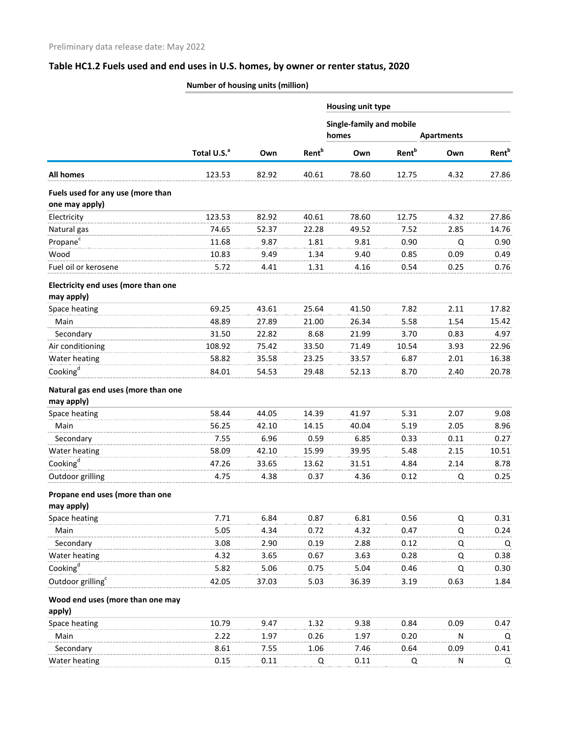Preliminary data release date: May 2022

## Table HC1.2 Fuels used and end uses in U.S. homes, by owner or renter status, 2020

| | Number of housing units (million) | | | | | | |
|---|---|---|---|---|---|---|---|
| | | | | Housing unit type | | | |
| | | | | Single-family and mobile homes | | Apartments | |
| | Total U.S.[a] | Own | Rent[b] | Own | Rent[b] | Own | Rent[b] |
| **All homes** | 123.53 | 82.92 | 40.61 | 78.60 | 12.75 | 4.32 | 27.86 |
| **Fuels used for any use (more than one may apply)** | | | | | | | |
| Electricity | 123.53 | 82.92 | 40.61 | 78.60 | 12.75 | 4.32 | 27.86 |
| Natural gas | 74.65 | 52.37 | 22.28 | 49.52 | 7.52 | 2.85 | 14.76 |
| Propane[c] | 11.68 | 9.87 | 1.81 | 9.81 | 0.90 | Q | 0.90 |
| Wood | 10.83 | 9.49 | 1.34 | 9.40 | 0.85 | 0.09 | 0.49 |
| Fuel oil or kerosene | 5.72 | 4.41 | 1.31 | 4.16 | 0.54 | 0.25 | 0.76 |
| **Electricity end uses (more than one may apply)** | | | | | | | |
| Space heating | 69.25 | 43.61 | 25.64 | 41.50 | 7.82 | 2.11 | 17.82 |
| Main | 48.89 | 27.89 | 21.00 | 26.34 | 5.58 | 1.54 | 15.42 |
| Secondary | 31.50 | 22.82 | 8.68 | 21.99 | 3.70 | 0.83 | 4.97 |
| Air conditioning | 108.92 | 75.42 | 33.50 | 71.49 | 10.54 | 3.93 | 22.96 |
| Water heating | 58.82 | 35.58 | 23.25 | 33.57 | 6.87 | 2.01 | 16.38 |
| Cooking[d] | 84.01 | 54.53 | 29.48 | 52.13 | 8.70 | 2.40 | 20.78 |
| **Natural gas end uses (more than one may apply)** | | | | | | | |
| Space heating | 58.44 | 44.05 | 14.39 | 41.97 | 5.31 | 2.07 | 9.08 |
| Main | 56.25 | 42.10 | 14.15 | 40.04 | 5.19 | 2.05 | 8.96 |
| Secondary | 7.55 | 6.96 | 0.59 | 6.85 | 0.33 | 0.11 | 0.27 |
| Water heating | 58.09 | 42.10 | 15.99 | 39.95 | 5.48 | 2.15 | 10.51 |
| Cooking[d] | 47.26 | 33.65 | 13.62 | 31.51 | 4.84 | 2.14 | 8.78 |
| Outdoor grilling | 4.75 | 4.38 | 0.37 | 4.36 | 0.12 | Q | 0.25 |
| **Propane end uses (more than one may apply)** | | | | | | | |
| Space heating | 7.71 | 6.84 | 0.87 | 6.81 | 0.56 | Q | 0.31 |
| Main | 5.05 | 4.34 | 0.72 | 4.32 | 0.47 | Q | 0.24 |
| Secondary | 3.08 | 2.90 | 0.19 | 2.88 | 0.12 | Q | Q |
| Water heating | 4.32 | 3.65 | 0.67 | 3.63 | 0.28 | Q | 0.38 |
| Cooking[d] | 5.82 | 5.06 | 0.75 | 5.04 | 0.46 | Q | 0.30 |
| Outdoor grilling[c] | 42.05 | 37.03 | 5.03 | 36.39 | 3.19 | 0.63 | 1.84 |
| **Wood end uses (more than one may apply)** | | | | | | | |
| Space heating | 10.79 | 9.47 | 1.32 | 9.38 | 0.84 | 0.09 | 0.47 |
| Main | 2.22 | 1.97 | 0.26 | 1.97 | 0.20 | N | Q |
| Secondary | 8.61 | 7.55 | 1.06 | 7.46 | 0.64 | 0.09 | 0.41 |
| Water heating | 0.15 | 0.11 | Q | 0.11 | Q | N | Q |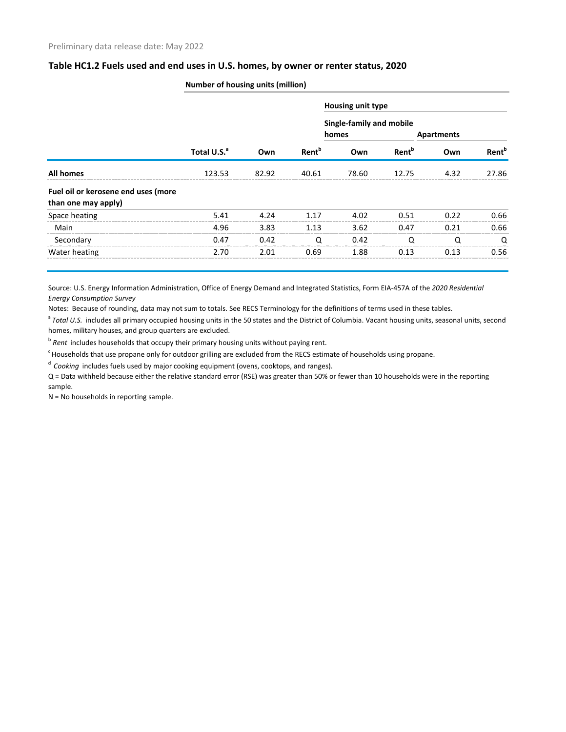Preliminary data release date: May 2022

## Table HC1.2 Fuels used and end uses in U.S. homes, by owner or renter status, 2020

| | Number of housing units (million) | | | | | | |
|---|---|---|---|---|---|---|---|
| | | | | Housing unit type | | | |
| | | | | Single-family and mobile homes | | Apartments | |
| | Total U.S.[a] | Own | Rent[b] | Own | Rent[b] | Own | Rent[b] |
| **All homes** | 123.53 | 82.92 | 40.61 | 78.60 | 12.75 | 4.32 | 27.86 |
| **Fuel oil or kerosene end uses (more than one may apply)** | | | | | | | |
| Space heating | 5.41 | 4.24 | 1.17 | 4.02 | 0.51 | 0.22 | 0.66 |
| Main | 4.96 | 3.83 | 1.13 | 3.62 | 0.47 | 0.21 | 0.66 |
| Secondary | 0.47 | 0.42 | Q | 0.42 | Q | Q | Q |
| Water heating | 2.70 | 2.01 | 0.69 | 1.88 | 0.13 | 0.13 | 0.56 |

Source: U.S. Energy Information Administration, Office of Energy Demand and Integrated Statistics, Form EIA-457A of the *2020 Residential Energy Consumption Survey*

Notes: Because of rounding, data may not sum to totals. See RECS Terminology for the definitions of terms used in these tables.

[a] *Total U.S.* includes all primary occupied housing units in the 50 states and the District of Columbia. Vacant housing units, seasonal units, second homes, military houses, and group quarters are excluded.

[b] *Rent* includes households that occupy their primary housing units without paying rent.

[c] Households that use propane only for outdoor grilling are excluded from the RECS estimate of households using propane.

[d] *Cooking* includes fuels used by major cooking equipment (ovens, cooktops, and ranges).

Q = Data withheld because either the relative standard error (RSE) was greater than 50% or fewer than 10 households were in the reporting sample.

N = No households in reporting sample.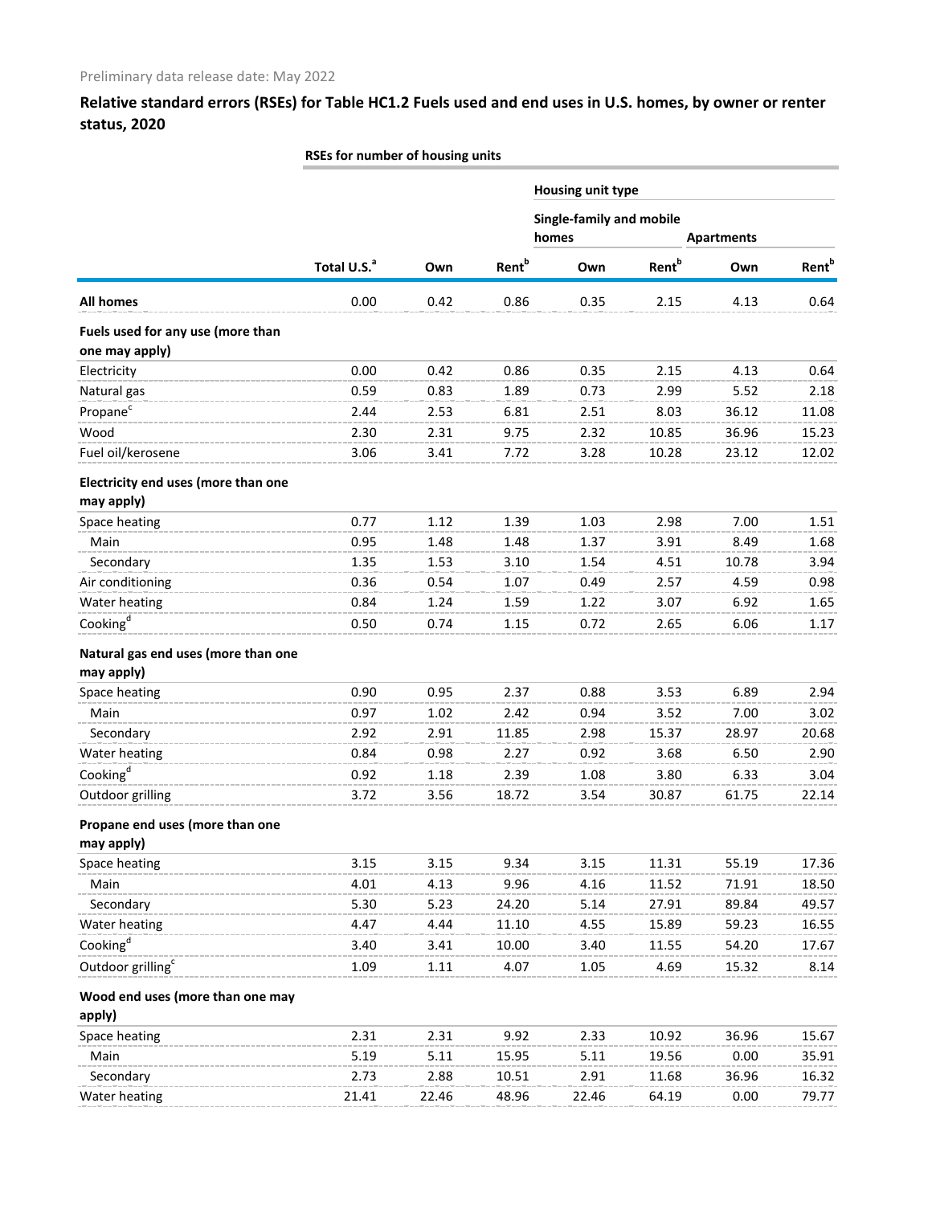Preliminary data release date: May 2022

## Relative standard errors (RSEs) for Table HC1.2 Fuels used and end uses in U.S. homes, by owner or renter status, 2020

| | RSEs for number of housing units | | | | | | |
|---|---|---|---|---|---|---|---|
| | | | | Housing unit type | | | |
| | | | | Single-family and mobile homes | | Apartments | |
| | Total U.S.[a] | Own | Rent[b] | Own | Rent[b] | Own | Rent[b] |
| **All homes** | 0.00 | 0.42 | 0.86 | 0.35 | 2.15 | 4.13 | 0.64 |
| **Fuels used for any use (more than one may apply)** | | | | | | | |
| Electricity | 0.00 | 0.42 | 0.86 | 0.35 | 2.15 | 4.13 | 0.64 |
| Natural gas | 0.59 | 0.83 | 1.89 | 0.73 | 2.99 | 5.52 | 2.18 |
| Propane[c] | 2.44 | 2.53 | 6.81 | 2.51 | 8.03 | 36.12 | 11.08 |
| Wood | 2.30 | 2.31 | 9.75 | 2.32 | 10.85 | 36.96 | 15.23 |
| Fuel oil/kerosene | 3.06 | 3.41 | 7.72 | 3.28 | 10.28 | 23.12 | 12.02 |
| **Electricity end uses (more than one may apply)** | | | | | | | |
| Space heating | 0.77 | 1.12 | 1.39 | 1.03 | 2.98 | 7.00 | 1.51 |
| Main | 0.95 | 1.48 | 1.48 | 1.37 | 3.91 | 8.49 | 1.68 |
| Secondary | 1.35 | 1.53 | 3.10 | 1.54 | 4.51 | 10.78 | 3.94 |
| Air conditioning | 0.36 | 0.54 | 1.07 | 0.49 | 2.57 | 4.59 | 0.98 |
| Water heating | 0.84 | 1.24 | 1.59 | 1.22 | 3.07 | 6.92 | 1.65 |
| Cooking[d] | 0.50 | 0.74 | 1.15 | 0.72 | 2.65 | 6.06 | 1.17 |
| **Natural gas end uses (more than one may apply)** | | | | | | | |
| Space heating | 0.90 | 0.95 | 2.37 | 0.88 | 3.53 | 6.89 | 2.94 |
| Main | 0.97 | 1.02 | 2.42 | 0.94 | 3.52 | 7.00 | 3.02 |
| Secondary | 2.92 | 2.91 | 11.85 | 2.98 | 15.37 | 28.97 | 20.68 |
| Water heating | 0.84 | 0.98 | 2.27 | 0.92 | 3.68 | 6.50 | 2.90 |
| Cooking[d] | 0.92 | 1.18 | 2.39 | 1.08 | 3.80 | 6.33 | 3.04 |
| Outdoor grilling | 3.72 | 3.56 | 18.72 | 3.54 | 30.87 | 61.75 | 22.14 |
| **Propane end uses (more than one may apply)** | | | | | | | |
| Space heating | 3.15 | 3.15 | 9.34 | 3.15 | 11.31 | 55.19 | 17.36 |
| Main | 4.01 | 4.13 | 9.96 | 4.16 | 11.52 | 71.91 | 18.50 |
| Secondary | 5.30 | 5.23 | 24.20 | 5.14 | 27.91 | 89.84 | 49.57 |
| Water heating | 4.47 | 4.44 | 11.10 | 4.55 | 15.89 | 59.23 | 16.55 |
| Cooking[d] | 3.40 | 3.41 | 10.00 | 3.40 | 11.55 | 54.20 | 17.67 |
| Outdoor grilling[c] | 1.09 | 1.11 | 4.07 | 1.05 | 4.69 | 15.32 | 8.14 |
| **Wood end uses (more than one may apply)** | | | | | | | |
| Space heating | 2.31 | 2.31 | 9.92 | 2.33 | 10.92 | 36.96 | 15.67 |
| Main | 5.19 | 5.11 | 15.95 | 5.11 | 19.56 | 0.00 | 35.91 |
| Secondary | 2.73 | 2.88 | 10.51 | 2.91 | 11.68 | 36.96 | 16.32 |
| Water heating | 21.41 | 22.46 | 48.96 | 22.46 | 64.19 | 0.00 | 79.77 |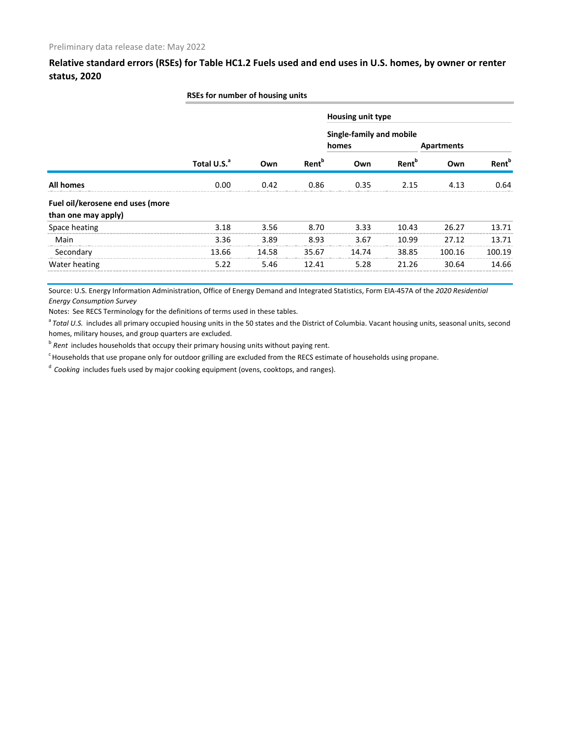Preliminary data release date: May 2022

## Relative standard errors (RSEs) for Table HC1.2 Fuels used and end uses in U.S. homes, by owner or renter status, 2020

| | RSEs for number of housing units | | | | | | |
|---|---|---|---|---|---|---|---|
| | | | | Housing unit type | | | |
| | | | | Single-family and mobile homes | | Apartments | |
| | Total U.S.[a] | Own | Rent[b] | Own | Rent[b] | Own | Rent[b] |
| **All homes** | 0.00 | 0.42 | 0.86 | 0.35 | 2.15 | 4.13 | 0.64 |
| **Fuel oil/kerosene end uses (more than one may apply)** | | | | | | | |
| Space heating | 3.18 | 3.56 | 8.70 | 3.33 | 10.43 | 26.27 | 13.71 |
| Main | 3.36 | 3.89 | 8.93 | 3.67 | 10.99 | 27.12 | 13.71 |
| Secondary | 13.66 | 14.58 | 35.67 | 14.74 | 38.85 | 100.16 | 100.19 |
| Water heating | 5.22 | 5.46 | 12.41 | 5.28 | 21.26 | 30.64 | 14.66 |

Source: U.S. Energy Information Administration, Office of Energy Demand and Integrated Statistics, Form EIA-457A of the *2020 Residential Energy Consumption Survey*

Notes: See RECS Terminology for the definitions of terms used in these tables.

[a] *Total U.S.* includes all primary occupied housing units in the 50 states and the District of Columbia. Vacant housing units, seasonal units, second homes, military houses, and group quarters are excluded.

[b] *Rent* includes households that occupy their primary housing units without paying rent.

[c] Households that use propane only for outdoor grilling are excluded from the RECS estimate of households using propane.

[d] *Cooking* includes fuels used by major cooking equipment (ovens, cooktops, and ranges).